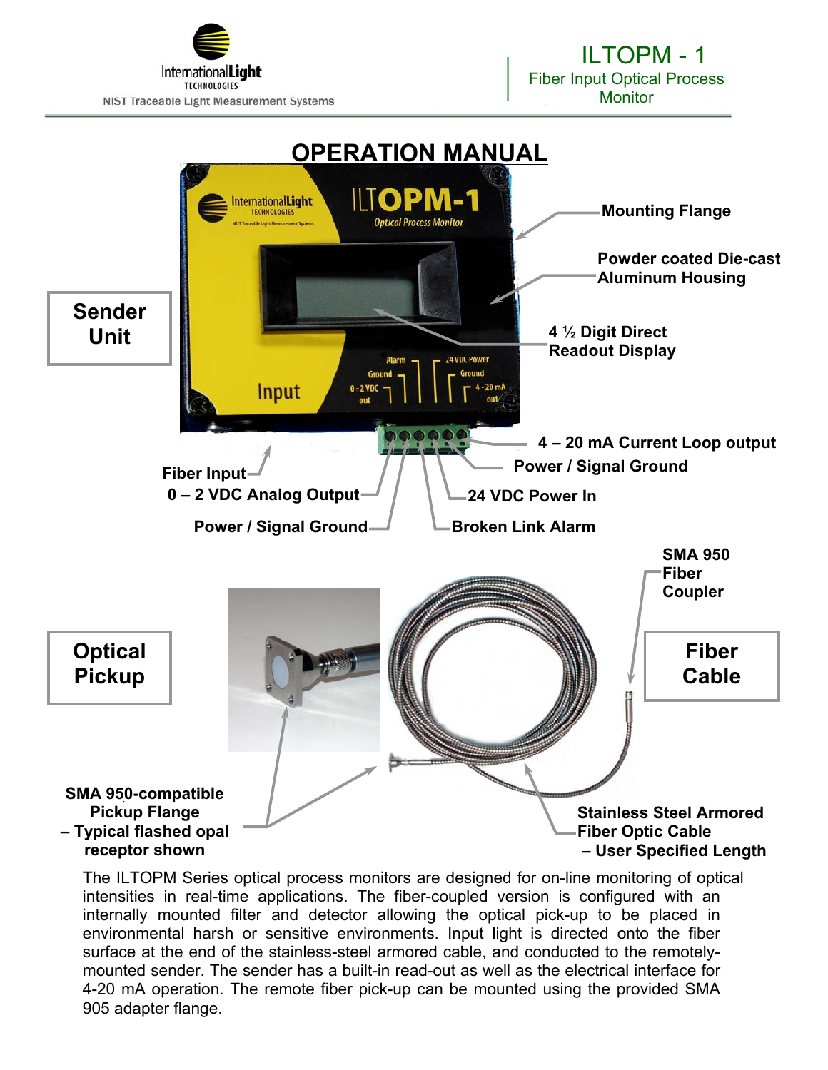International Light TECHNOLOGIES

NIST Traceable Light Measurement Systems

ILTOPM - 1

Fiber Input Optical Process Monitor

# OPERATION MANUAL

**Sender Unit**

- Mounting Flange
- Powder coated Die-cast Aluminum Housing
- 4 ½ Digit Direct Readout Display
- 4 – 20 mA Current Loop output
- Power / Signal Ground
- 24 VDC Power In
- Broken Link Alarm
- Fiber Input
- 0 – 2 VDC Analog Output
- Power / Signal Ground

**Optical Pickup**

- SMA 950-compatible Pickup Flange – Typical flashed opal receptor shown

**Fiber Cable**

- SMA 950 Fiber Coupler
- Stainless Steel Armored Fiber Optic Cable – User Specified Length

The ILTOPM Series optical process monitors are designed for on-line monitoring of optical intensities in real-time applications. The fiber-coupled version is configured with an internally mounted filter and detector allowing the optical pick-up to be placed in environmental harsh or sensitive environments. Input light is directed onto the fiber surface at the end of the stainless-steel armored cable, and conducted to the remotely-mounted sender. The sender has a built-in read-out as well as the electrical interface for 4-20 mA operation. The remote fiber pick-up can be mounted using the provided SMA 905 adapter flange.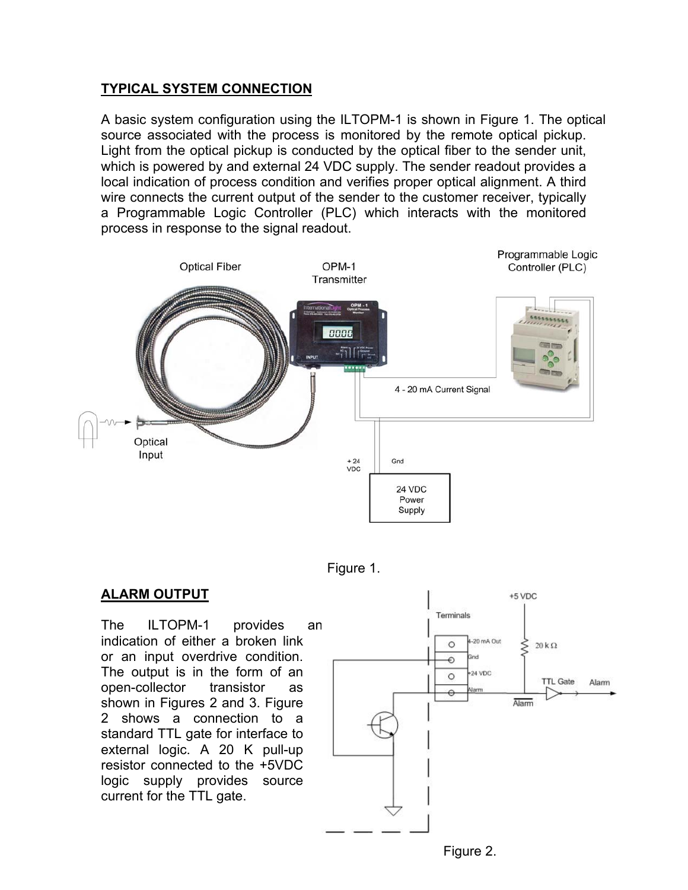## TYPICAL SYSTEM CONNECTION

A basic system configuration using the ILTOPM-1 is shown in Figure 1. The optical source associated with the process is monitored by the remote optical pickup. Light from the optical pickup is conducted by the optical fiber to the sender unit, which is powered by and external 24 VDC supply. The sender readout provides a local indication of process condition and verifies proper optical alignment. A third wire connects the current output of the sender to the customer receiver, typically a Programmable Logic Controller (PLC) which interacts with the monitored process in response to the signal readout.

Figure 1.

## ALARM OUTPUT

The ILTOPM-1 provides an indication of either a broken link or an input overdrive condition. The output is in the form of an open-collector transistor as shown in Figures 2 and 3. Figure 2 shows a connection to a standard TTL gate for interface to external logic. A 20 K pull-up resistor connected to the +5VDC logic supply provides source current for the TTL gate.

Figure 2.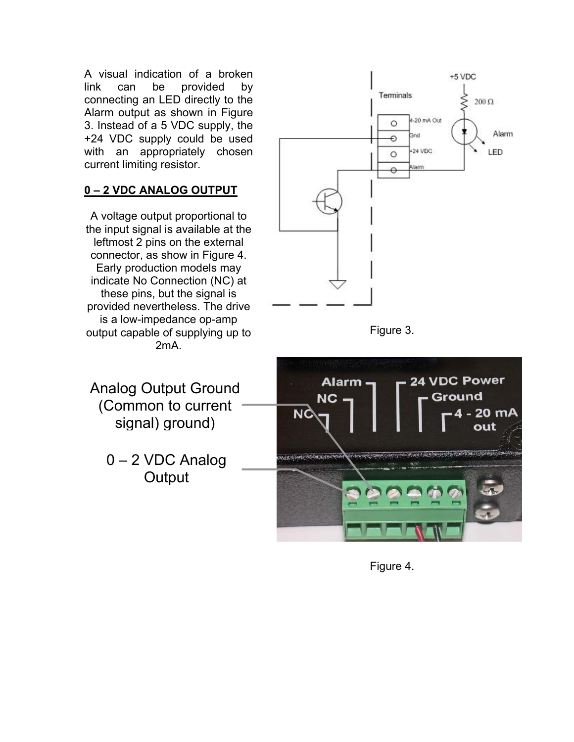A visual indication of a broken link can be provided by connecting an LED directly to the Alarm output as shown in Figure 3. Instead of a 5 VDC supply, the +24 VDC supply could be used with an appropriately chosen current limiting resistor.

Figure 3.

## 0 – 2 VDC ANALOG OUTPUT

A voltage output proportional to the input signal is available at the leftmost 2 pins on the external connector, as show in Figure 4. Early production models may indicate No Connection (NC) at these pins, but the signal is provided nevertheless. The drive is a low-impedance op-amp output capable of supplying up to 2mA.

Analog Output Ground (Common to current signal) ground)

0 – 2 VDC Analog Output

Figure 4.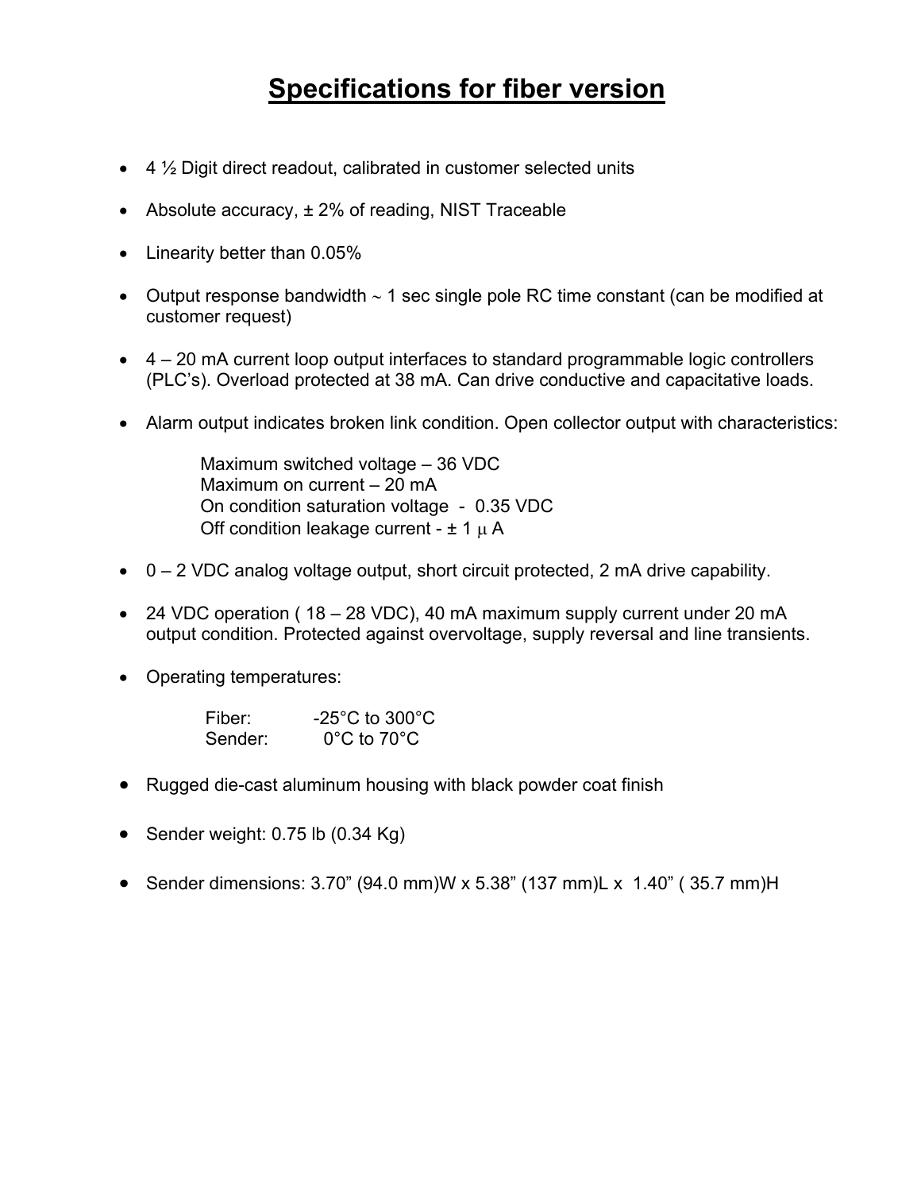# Specifications for fiber version

- 4 ½ Digit direct readout, calibrated in customer selected units
- Absolute accuracy, ± 2% of reading, NIST Traceable
- Linearity better than 0.05%
- Output response bandwidth ~ 1 sec single pole RC time constant (can be modified at customer request)
- 4 – 20 mA current loop output interfaces to standard programmable logic controllers (PLC's). Overload protected at 38 mA. Can drive conductive and capacitative loads.
- Alarm output indicates broken link condition. Open collector output with characteristics:

  Maximum switched voltage – 36 VDC
  Maximum on current – 20 mA
  On condition saturation voltage - 0.35 VDC
  Off condition leakage current - ± 1 μ A

- 0 – 2 VDC analog voltage output, short circuit protected, 2 mA drive capability.
- 24 VDC operation ( 18 – 28 VDC), 40 mA maximum supply current under 20 mA output condition. Protected against overvoltage, supply reversal and line transients.
- Operating temperatures:

  Fiber: -25°C to 300°C
  Sender: 0°C to 70°C

- Rugged die-cast aluminum housing with black powder coat finish
- Sender weight: 0.75 lb (0.34 Kg)
- Sender dimensions: 3.70" (94.0 mm)W x 5.38" (137 mm)L x 1.40" ( 35.7 mm)H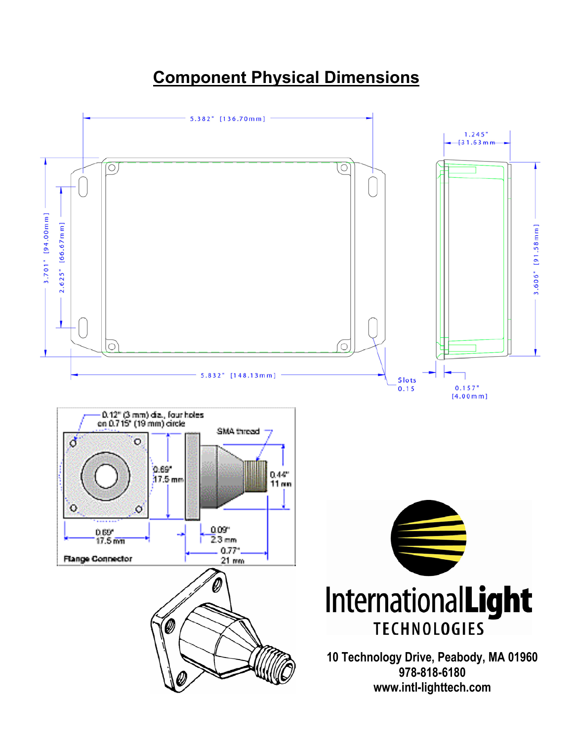# Component Physical Dimensions

5.382" [136.70mm]

1.245" [31.63mm]

3.701" [94.00mm]

2.625" [66.67mm]

3.606" [91.58mm]

5.832" [148.13mm]

Slots 0.15

0.157" [4.00mm]

0.12" (3 mm) dia., four holes on 0.715" (19 mm) circle

SMA thread

0.69" 17.5 mm

0.44" 11 mm

0.69" 17.5 mm

0.09" 2.3 mm

0.77" 21 mm

Flange Connector

InternationalLight TECHNOLOGIES

10 Technology Drive, Peabody, MA 01960
978-818-6180
www.intl-lighttech.com